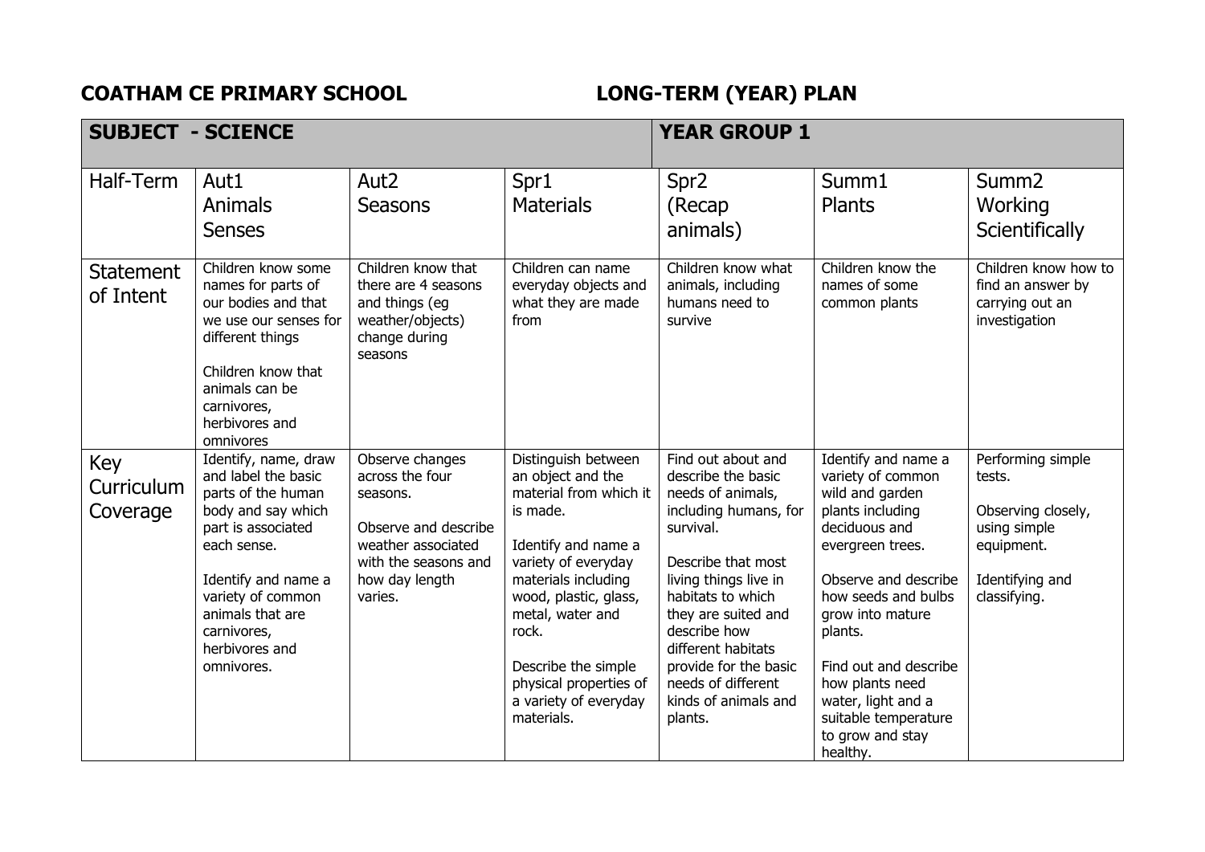**COATHAM CE PRIMARY SCHOOL** **LONG-TERM (YEAR) PLAN**

| **SUBJECT - SCIENCE** | | | | **YEAR GROUP 1** | | |
|---|---|---|---|---|---|---|
| Half-Term | Aut1<br>Animals<br>Senses | Aut2<br>Seasons | Spr1<br>Materials | Spr2<br>(Recap animals) | Summ1<br>Plants | Summ2<br>Working Scientifically |
| Statement of Intent | Children know some names for parts of our bodies and that we use our senses for different things<br><br>Children know that animals can be carnivores, herbivores and omnivores | Children know that there are 4 seasons and things (eg weather/objects) change during seasons | Children can name everyday objects and what they are made from | Children know what animals, including humans need to survive | Children know the names of some common plants | Children know how to find an answer by carrying out an investigation |
| Key Curriculum Coverage | Identify, name, draw and label the basic parts of the human body and say which part is associated each sense.<br><br>Identify and name a variety of common animals that are carnivores, herbivores and omnivores. | Observe changes across the four seasons.<br><br>Observe and describe weather associated with the seasons and how day length varies. | Distinguish between an object and the material from which it is made.<br><br>Identify and name a variety of everyday materials including wood, plastic, glass, metal, water and rock.<br><br>Describe the simple physical properties of a variety of everyday materials. | Find out about and describe the basic needs of animals, including humans, for survival.<br><br>Describe that most living things live in habitats to which they are suited and describe how different habitats provide for the basic needs of different kinds of animals and plants. | Identify and name a variety of common wild and garden plants including deciduous and evergreen trees.<br><br>Observe and describe how seeds and bulbs grow into mature plants.<br><br>Find out and describe how plants need water, light and a suitable temperature to grow and stay healthy. | Performing simple tests.<br><br>Observing closely, using simple equipment.<br><br>Identifying and classifying. |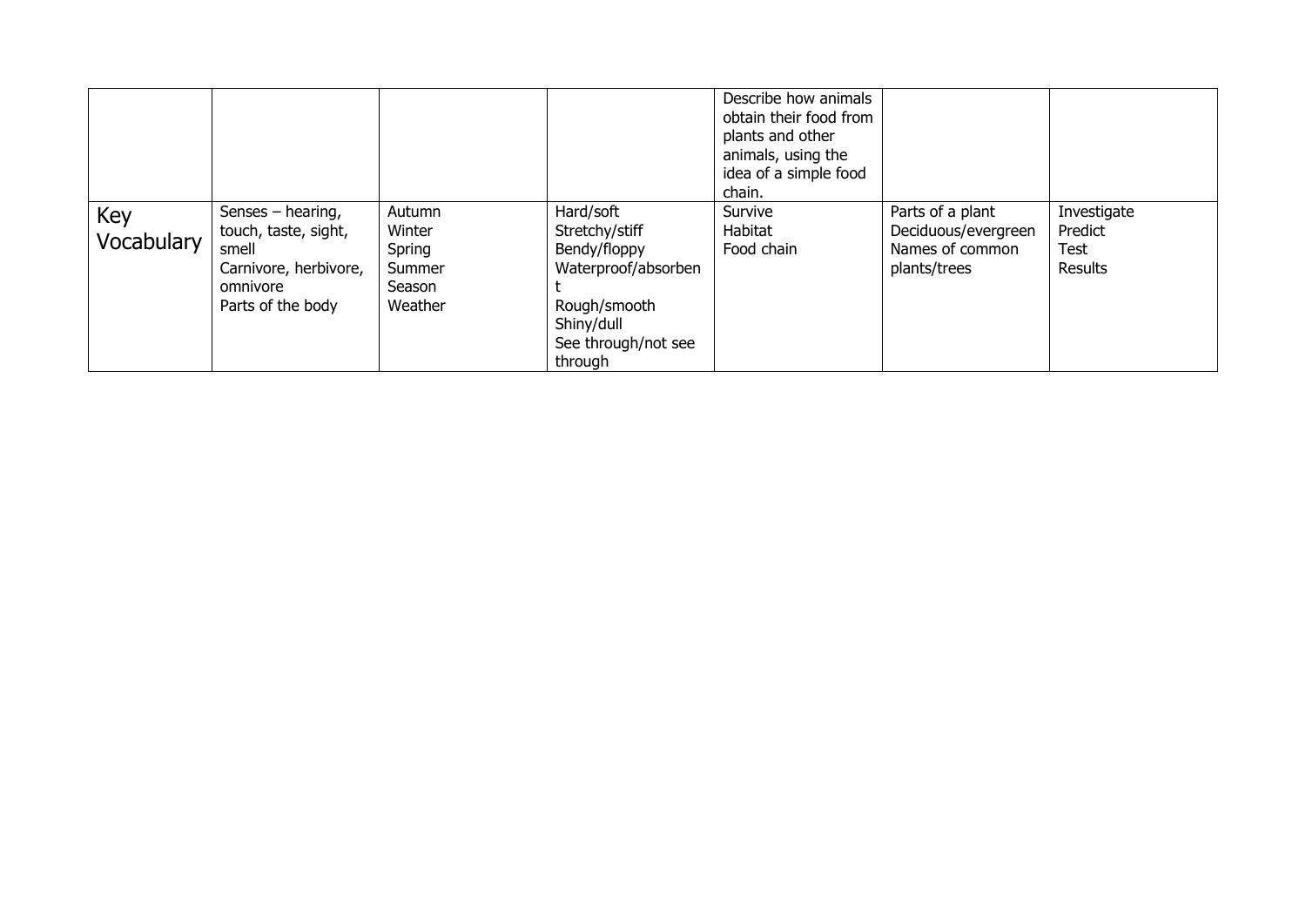| | | | | | | |
|---|---|---|---|---|---|---|
| | | | | Describe how animals obtain their food from plants and other animals, using the idea of a simple food chain. | | |
| Key Vocabulary | Senses – hearing, touch, taste, sight, smell<br>Carnivore, herbivore, omnivore<br>Parts of the body | Autumn<br>Winter<br>Spring<br>Summer<br>Season<br>Weather | Hard/soft<br>Stretchy/stiff<br>Bendy/floppy<br>Waterproof/absorbent<br>Rough/smooth<br>Shiny/dull<br>See through/not see through | Survive<br>Habitat<br>Food chain | Parts of a plant<br>Deciduous/evergreen<br>Names of common plants/trees | Investigate<br>Predict<br>Test<br>Results |